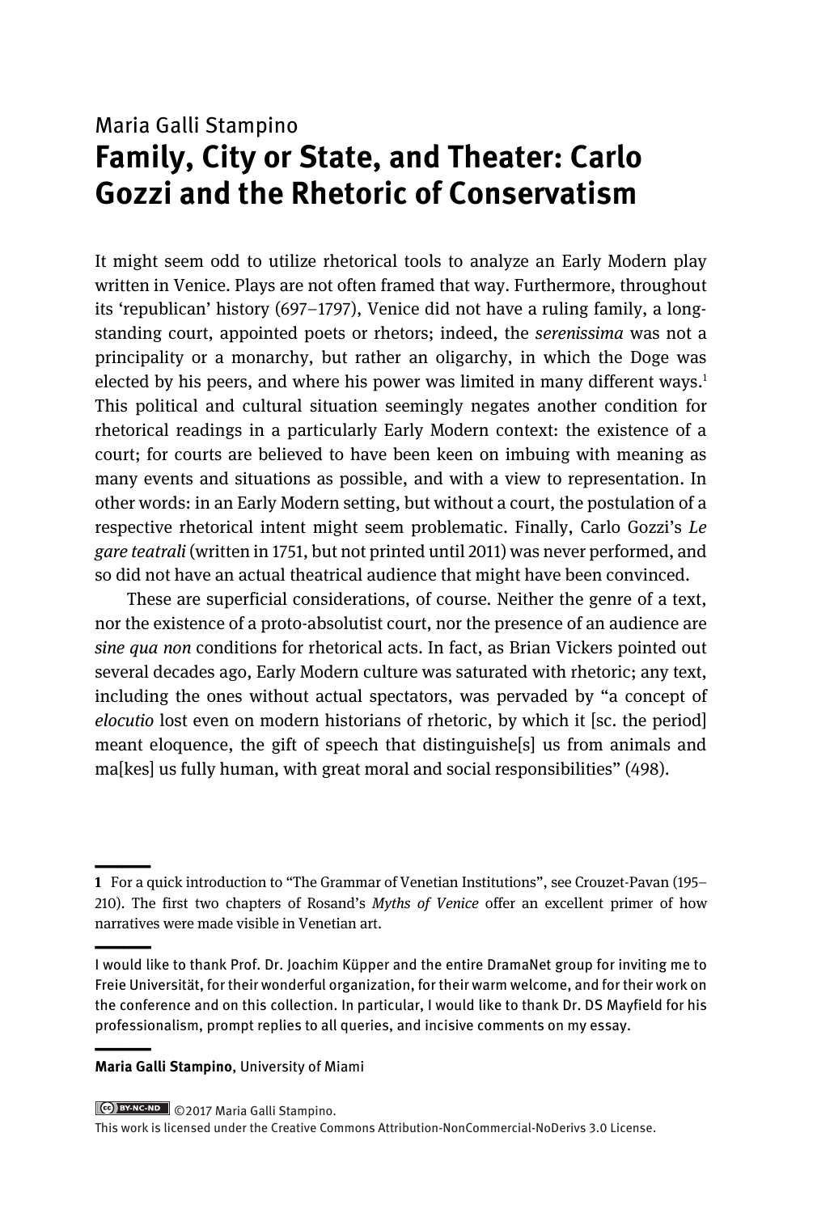Maria Galli Stampino

# Family, City or State, and Theater: Carlo Gozzi and the Rhetoric of Conservatism

It might seem odd to utilize rhetorical tools to analyze an Early Modern play written in Venice. Plays are not often framed that way. Furthermore, throughout its 'republican' history (697–1797), Venice did not have a ruling family, a long-standing court, appointed poets or rhetors; indeed, the *serenissima* was not a principality or a monarchy, but rather an oligarchy, in which the Doge was elected by his peers, and where his power was limited in many different ways.[1] This political and cultural situation seemingly negates another condition for rhetorical readings in a particularly Early Modern context: the existence of a court; for courts are believed to have been keen on imbuing with meaning as many events and situations as possible, and with a view to representation. In other words: in an Early Modern setting, but without a court, the postulation of a respective rhetorical intent might seem problematic. Finally, Carlo Gozzi's *Le gare teatrali* (written in 1751, but not printed until 2011) was never performed, and so did not have an actual theatrical audience that might have been convinced.

These are superficial considerations, of course. Neither the genre of a text, nor the existence of a proto-absolutist court, nor the presence of an audience are *sine qua non* conditions for rhetorical acts. In fact, as Brian Vickers pointed out several decades ago, Early Modern culture was saturated with rhetoric; any text, including the ones without actual spectators, was pervaded by "a concept of *elocutio* lost even on modern historians of rhetoric, by which it [sc. the period] meant eloquence, the gift of speech that distinguishe[s] us from animals and ma[kes] us fully human, with great moral and social responsibilities" (498).

---

**1** For a quick introduction to "The Grammar of Venetian Institutions", see Crouzet-Pavan (195–210). The first two chapters of Rosand's *Myths of Venice* offer an excellent primer of how narratives were made visible in Venetian art.

---

I would like to thank Prof. Dr. Joachim Küpper and the entire DramaNet group for inviting me to Freie Universität, for their wonderful organization, for their warm welcome, and for their work on the conference and on this collection. In particular, I would like to thank Dr. DS Mayfield for his professionalism, prompt replies to all queries, and incisive comments on my essay.

---

**Maria Galli Stampino**, University of Miami

©2017 Maria Galli Stampino.
This work is licensed under the Creative Commons Attribution-NonCommercial-NoDerivs 3.0 License.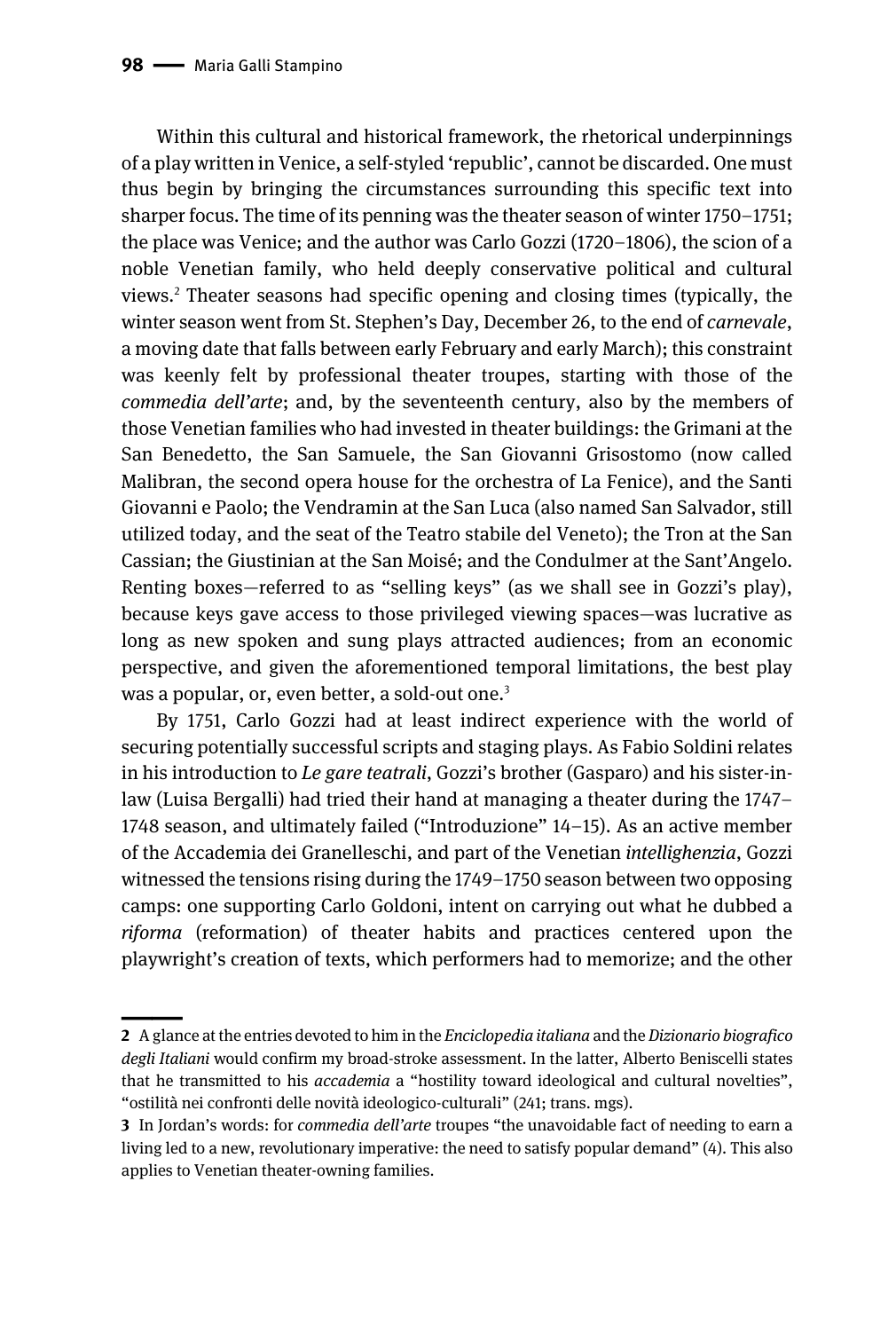Within this cultural and historical framework, the rhetorical underpinnings of a play written in Venice, a self-styled 'republic', cannot be discarded. One must thus begin by bringing the circumstances surrounding this specific text into sharper focus. The time of its penning was the theater season of winter 1750–1751; the place was Venice; and the author was Carlo Gozzi (1720–1806), the scion of a noble Venetian family, who held deeply conservative political and cultural views.[2] Theater seasons had specific opening and closing times (typically, the winter season went from St. Stephen's Day, December 26, to the end of *carnevale*, a moving date that falls between early February and early March); this constraint was keenly felt by professional theater troupes, starting with those of the *commedia dell'arte*; and, by the seventeenth century, also by the members of those Venetian families who had invested in theater buildings: the Grimani at the San Benedetto, the San Samuele, the San Giovanni Grisostomo (now called Malibran, the second opera house for the orchestra of La Fenice), and the Santi Giovanni e Paolo; the Vendramin at the San Luca (also named San Salvador, still utilized today, and the seat of the Teatro stabile del Veneto); the Tron at the San Cassian; the Giustinian at the San Moisé; and the Condulmer at the Sant'Angelo. Renting boxes—referred to as "selling keys" (as we shall see in Gozzi's play), because keys gave access to those privileged viewing spaces—was lucrative as long as new spoken and sung plays attracted audiences; from an economic perspective, and given the aforementioned temporal limitations, the best play was a popular, or, even better, a sold-out one.[3]

By 1751, Carlo Gozzi had at least indirect experience with the world of securing potentially successful scripts and staging plays. As Fabio Soldini relates in his introduction to *Le gare teatrali*, Gozzi's brother (Gasparo) and his sister-in-law (Luisa Bergalli) had tried their hand at managing a theater during the 1747–1748 season, and ultimately failed ("Introduzione" 14–15). As an active member of the Accademia dei Granelleschi, and part of the Venetian *intellighenzia*, Gozzi witnessed the tensions rising during the 1749–1750 season between two opposing camps: one supporting Carlo Goldoni, intent on carrying out what he dubbed a *riforma* (reformation) of theater habits and practices centered upon the playwright's creation of texts, which performers had to memorize; and the other

---

**2** A glance at the entries devoted to him in the *Enciclopedia italiana* and the *Dizionario biografico degli Italiani* would confirm my broad-stroke assessment. In the latter, Alberto Beniscelli states that he transmitted to his *accademia* a "hostility toward ideological and cultural novelties", "ostilità nei confronti delle novità ideologico-culturali" (241; trans. mgs).

**3** In Jordan's words: for *commedia dell'arte* troupes "the unavoidable fact of needing to earn a living led to a new, revolutionary imperative: the need to satisfy popular demand" (4). This also applies to Venetian theater-owning families.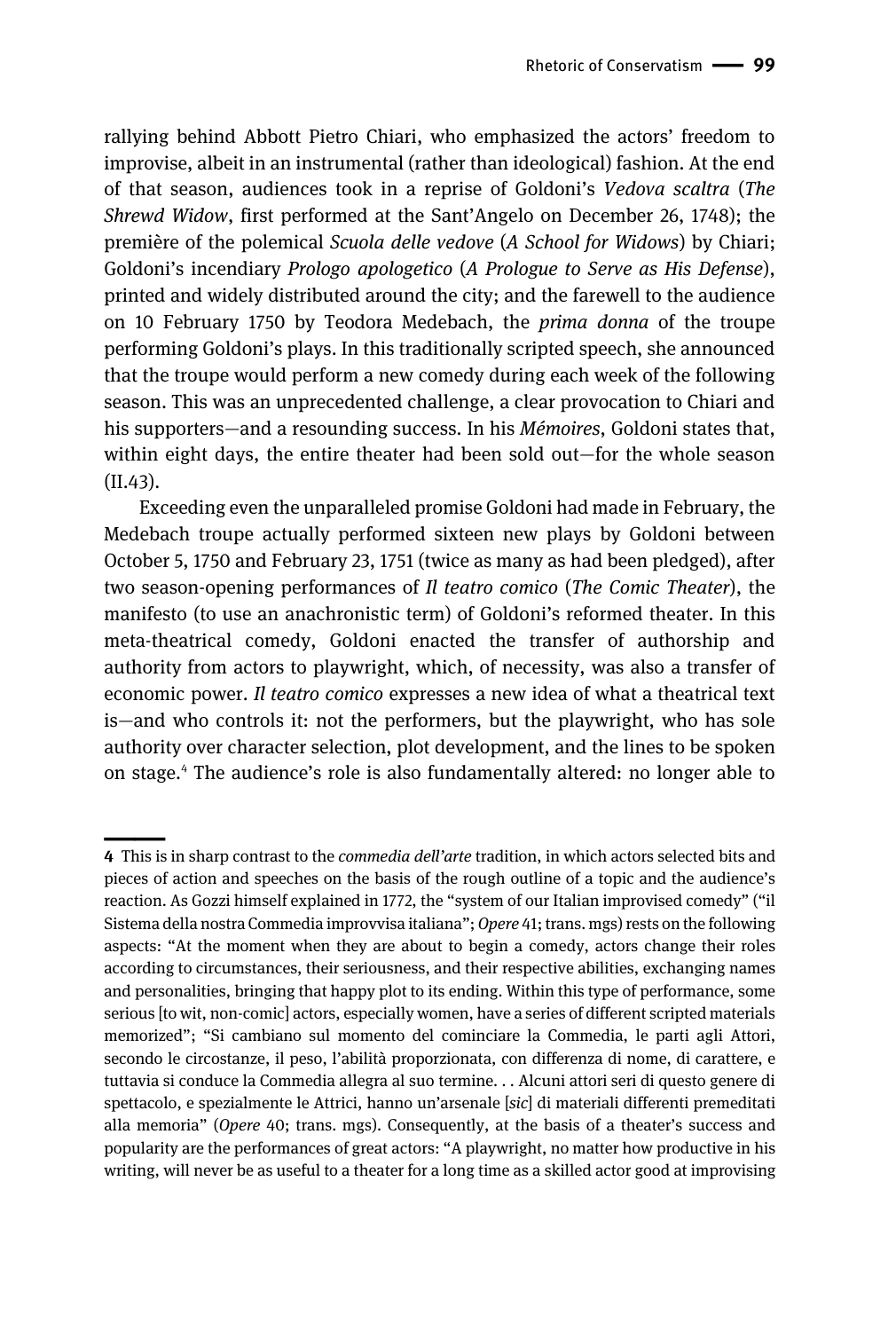rallying behind Abbott Pietro Chiari, who emphasized the actors' freedom to improvise, albeit in an instrumental (rather than ideological) fashion. At the end of that season, audiences took in a reprise of Goldoni's *Vedova scaltra* (*The Shrewd Widow*, first performed at the Sant'Angelo on December 26, 1748); the première of the polemical *Scuola delle vedove* (*A School for Widows*) by Chiari; Goldoni's incendiary *Prologo apologetico* (*A Prologue to Serve as His Defense*), printed and widely distributed around the city; and the farewell to the audience on 10 February 1750 by Teodora Medebach, the *prima donna* of the troupe performing Goldoni's plays. In this traditionally scripted speech, she announced that the troupe would perform a new comedy during each week of the following season. This was an unprecedented challenge, a clear provocation to Chiari and his supporters—and a resounding success. In his *Mémoires*, Goldoni states that, within eight days, the entire theater had been sold out—for the whole season (II.43).

Exceeding even the unparalleled promise Goldoni had made in February, the Medebach troupe actually performed sixteen new plays by Goldoni between October 5, 1750 and February 23, 1751 (twice as many as had been pledged), after two season-opening performances of *Il teatro comico* (*The Comic Theater*), the manifesto (to use an anachronistic term) of Goldoni's reformed theater. In this meta-theatrical comedy, Goldoni enacted the transfer of authorship and authority from actors to playwright, which, of necessity, was also a transfer of economic power. *Il teatro comico* expresses a new idea of what a theatrical text is—and who controls it: not the performers, but the playwright, who has sole authority over character selection, plot development, and the lines to be spoken on stage.[4] The audience's role is also fundamentally altered: no longer able to

---

**4** This is in sharp contrast to the *commedia dell'arte* tradition, in which actors selected bits and pieces of action and speeches on the basis of the rough outline of a topic and the audience's reaction. As Gozzi himself explained in 1772, the "system of our Italian improvised comedy" ("il Sistema della nostra Commedia improvvisa italiana"; *Opere* 41; trans. mgs) rests on the following aspects: "At the moment when they are about to begin a comedy, actors change their roles according to circumstances, their seriousness, and their respective abilities, exchanging names and personalities, bringing that happy plot to its ending. Within this type of performance, some serious [to wit, non-comic] actors, especially women, have a series of different scripted materials memorized"; "Si cambiano sul momento del cominciare la Commedia, le parti agli Attori, secondo le circostanze, il peso, l'abilità proporzionata, con differenza di nome, di carattere, e tuttavia si conduce la Commedia allegra al suo termine. . . Alcuni attori seri di questo genere di spettacolo, e spezialmente le Attrici, hanno un'arsenale [*sic*] di materiali differenti premeditati alla memoria" (*Opere* 40; trans. mgs). Consequently, at the basis of a theater's success and popularity are the performances of great actors: "A playwright, no matter how productive in his writing, will never be as useful to a theater for a long time as a skilled actor good at improvising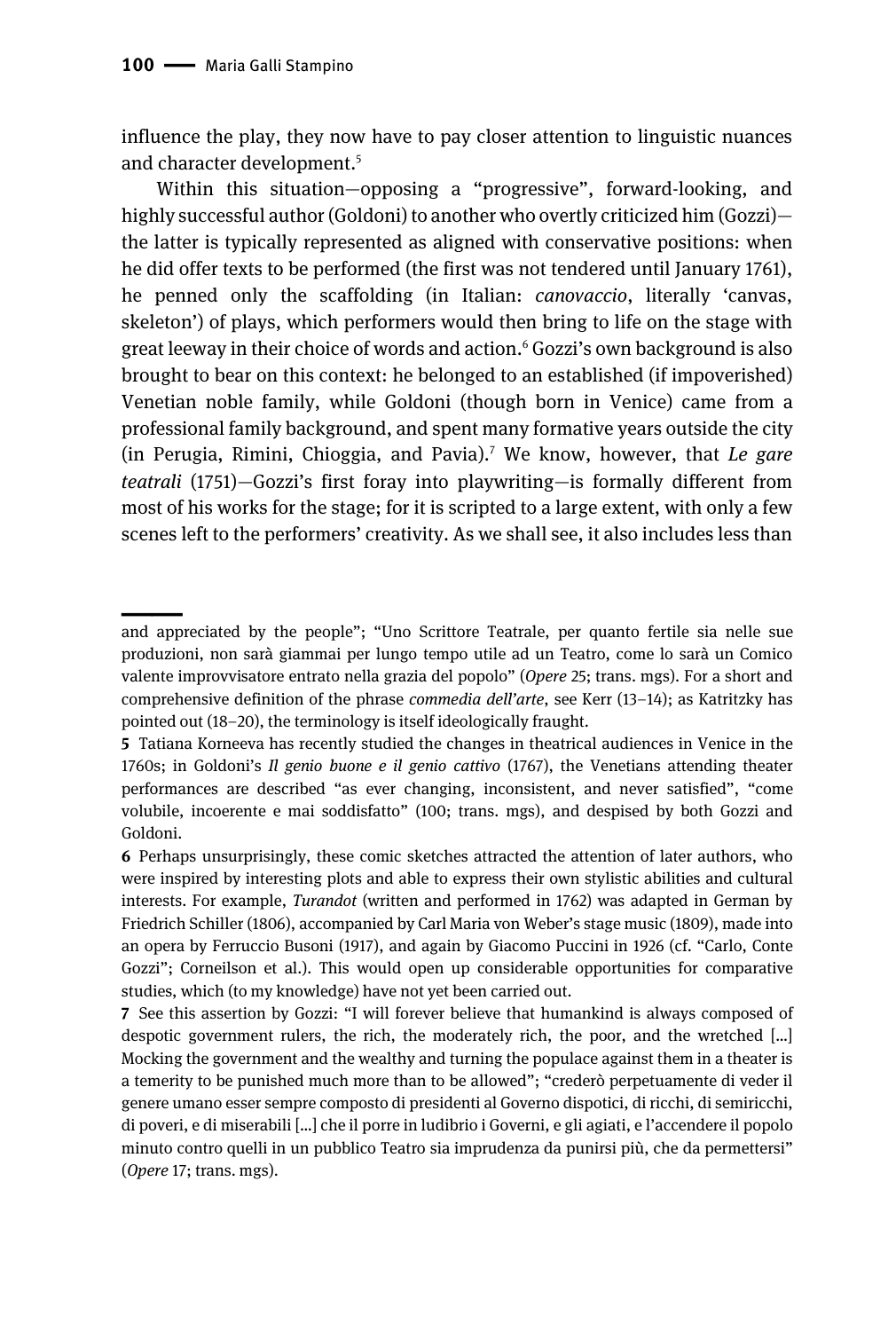influence the play, they now have to pay closer attention to linguistic nuances and character development.[5]

Within this situation—opposing a "progressive", forward-looking, and highly successful author (Goldoni) to another who overtly criticized him (Gozzi)—the latter is typically represented as aligned with conservative positions: when he did offer texts to be performed (the first was not tendered until January 1761), he penned only the scaffolding (in Italian: *canovaccio*, literally 'canvas, skeleton') of plays, which performers would then bring to life on the stage with great leeway in their choice of words and action.[6] Gozzi's own background is also brought to bear on this context: he belonged to an established (if impoverished) Venetian noble family, while Goldoni (though born in Venice) came from a professional family background, and spent many formative years outside the city (in Perugia, Rimini, Chioggia, and Pavia).[7] We know, however, that *Le gare teatrali* (1751)—Gozzi's first foray into playwriting—is formally different from most of his works for the stage; for it is scripted to a large extent, with only a few scenes left to the performers' creativity. As we shall see, it also includes less than

---

and appreciated by the people"; "Uno Scrittore Teatrale, per quanto fertile sia nelle sue produzioni, non sarà giammai per lungo tempo utile ad un Teatro, come lo sarà un Comico valente improvvisatore entrato nella grazia del popolo" (*Opere* 25; trans. mgs). For a short and comprehensive definition of the phrase *commedia dell'arte*, see Kerr (13–14); as Katritzky has pointed out (18–20), the terminology is itself ideologically fraught.

**5** Tatiana Korneeva has recently studied the changes in theatrical audiences in Venice in the 1760s; in Goldoni's *Il genio buone e il genio cattivo* (1767), the Venetians attending theater performances are described "as ever changing, inconsistent, and never satisfied", "come volubile, incoerente e mai soddisfatto" (100; trans. mgs), and despised by both Gozzi and Goldoni.

**6** Perhaps unsurprisingly, these comic sketches attracted the attention of later authors, who were inspired by interesting plots and able to express their own stylistic abilities and cultural interests. For example, *Turandot* (written and performed in 1762) was adapted in German by Friedrich Schiller (1806), accompanied by Carl Maria von Weber's stage music (1809), made into an opera by Ferruccio Busoni (1917), and again by Giacomo Puccini in 1926 (cf. "Carlo, Conte Gozzi"; Corneilson et al.). This would open up considerable opportunities for comparative studies, which (to my knowledge) have not yet been carried out.

**7** See this assertion by Gozzi: "I will forever believe that humankind is always composed of despotic government rulers, the rich, the moderately rich, the poor, and the wretched [...] Mocking the government and the wealthy and turning the populace against them in a theater is a temerity to be punished much more than to be allowed"; "crederò perpetuamente di veder il genere umano esser sempre composto di presidenti al Governo dispotici, di ricchi, di semiricchi, di poveri, e di miserabili [...] che il porre in ludibrio i Governi, e gli agiati, e l'accendere il popolo minuto contro quelli in un pubblico Teatro sia imprudenza da punirsi più, che da permettersi" (*Opere* 17; trans. mgs).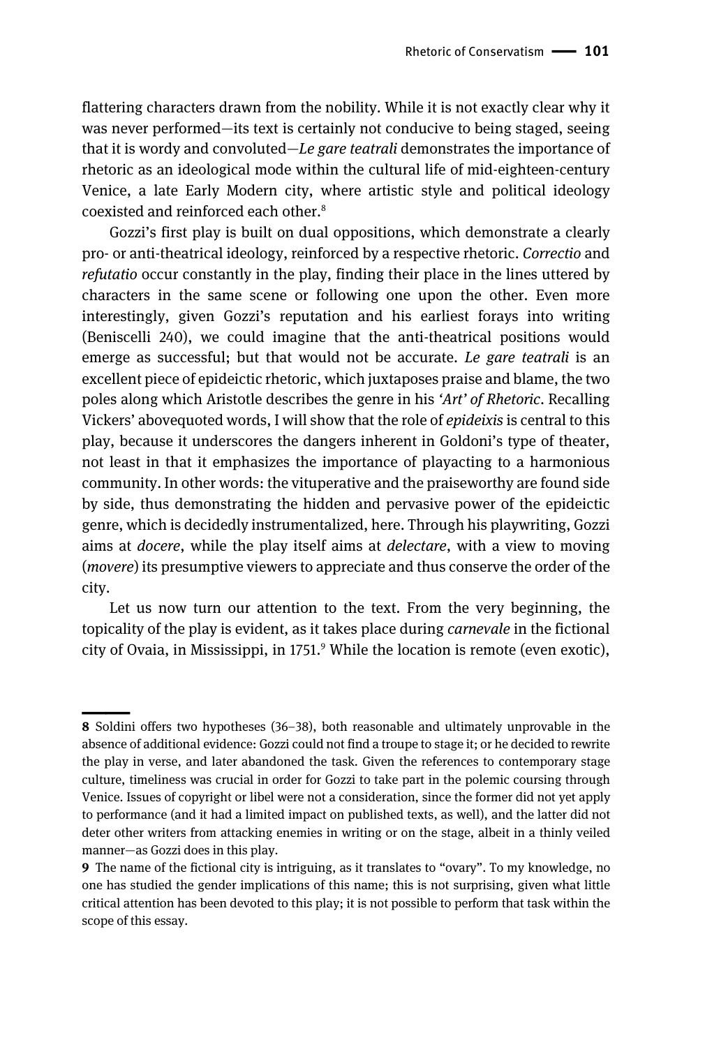flattering characters drawn from the nobility. While it is not exactly clear why it was never performed—its text is certainly not conducive to being staged, seeing that it is wordy and convoluted—*Le gare teatrali* demonstrates the importance of rhetoric as an ideological mode within the cultural life of mid-eighteen-century Venice, a late Early Modern city, where artistic style and political ideology coexisted and reinforced each other.[8]

Gozzi's first play is built on dual oppositions, which demonstrate a clearly pro- or anti-theatrical ideology, reinforced by a respective rhetoric. *Correctio* and *refutatio* occur constantly in the play, finding their place in the lines uttered by characters in the same scene or following one upon the other. Even more interestingly, given Gozzi's reputation and his earliest forays into writing (Beniscelli 240), we could imagine that the anti-theatrical positions would emerge as successful; but that would not be accurate. *Le gare teatrali* is an excellent piece of epideictic rhetoric, which juxtaposes praise and blame, the two poles along which Aristotle describes the genre in his *'Art' of Rhetoric*. Recalling Vickers' abovequoted words, I will show that the role of *epideixis* is central to this play, because it underscores the dangers inherent in Goldoni's type of theater, not least in that it emphasizes the importance of playacting to a harmonious community. In other words: the vituperative and the praiseworthy are found side by side, thus demonstrating the hidden and pervasive power of the epideictic genre, which is decidedly instrumentalized, here. Through his playwriting, Gozzi aims at *docere*, while the play itself aims at *delectare*, with a view to moving (*movere*) its presumptive viewers to appreciate and thus conserve the order of the city.

Let us now turn our attention to the text. From the very beginning, the topicality of the play is evident, as it takes place during *carnevale* in the fictional city of Ovaia, in Mississippi, in 1751.[9] While the location is remote (even exotic),

---

**8** Soldini offers two hypotheses (36–38), both reasonable and ultimately unprovable in the absence of additional evidence: Gozzi could not find a troupe to stage it; or he decided to rewrite the play in verse, and later abandoned the task. Given the references to contemporary stage culture, timeliness was crucial in order for Gozzi to take part in the polemic coursing through Venice. Issues of copyright or libel were not a consideration, since the former did not yet apply to performance (and it had a limited impact on published texts, as well), and the latter did not deter other writers from attacking enemies in writing or on the stage, albeit in a thinly veiled manner—as Gozzi does in this play.

**9** The name of the fictional city is intriguing, as it translates to "ovary". To my knowledge, no one has studied the gender implications of this name; this is not surprising, given what little critical attention has been devoted to this play; it is not possible to perform that task within the scope of this essay.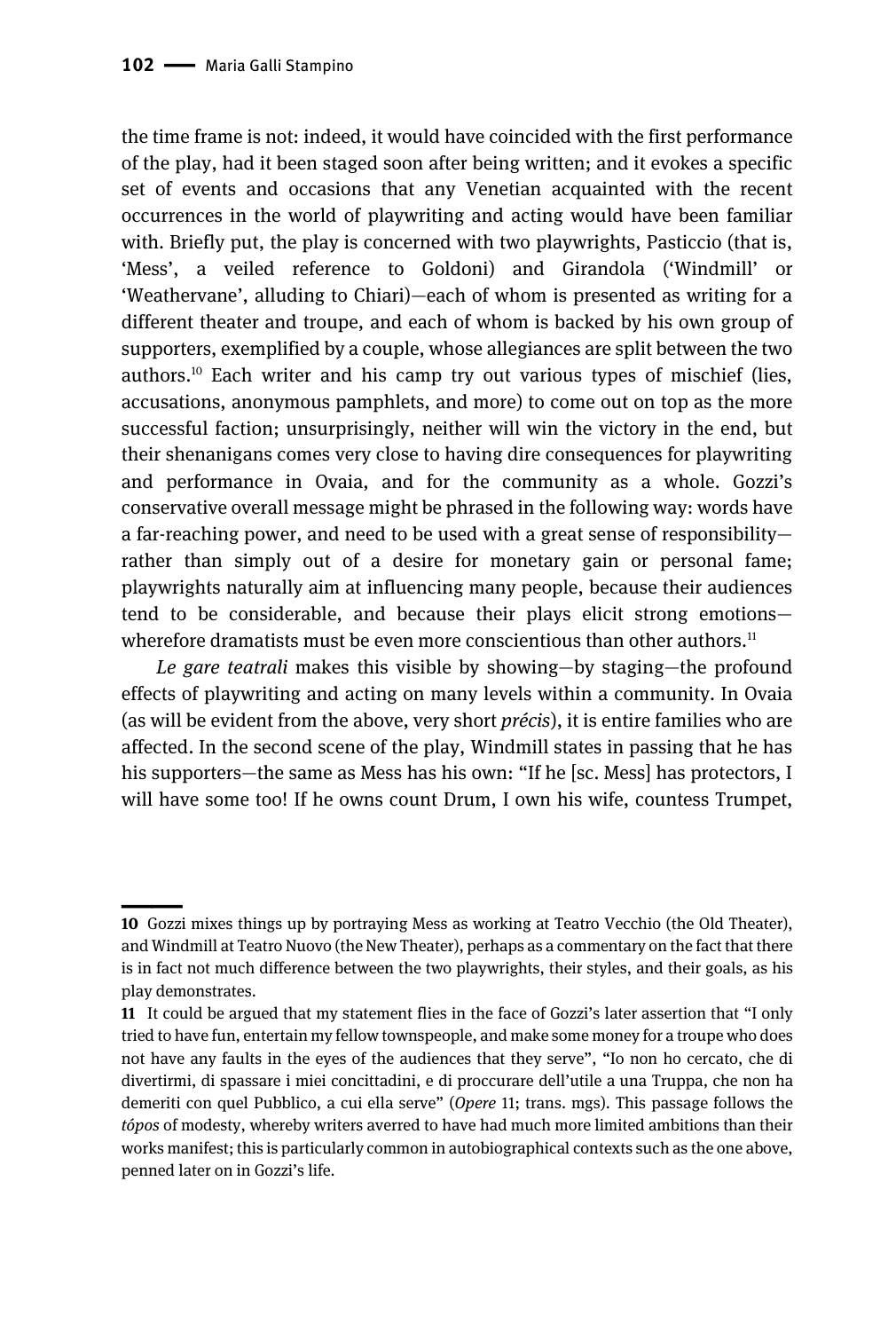the time frame is not: indeed, it would have coincided with the first performance of the play, had it been staged soon after being written; and it evokes a specific set of events and occasions that any Venetian acquainted with the recent occurrences in the world of playwriting and acting would have been familiar with. Briefly put, the play is concerned with two playwrights, Pasticcio (that is, 'Mess', a veiled reference to Goldoni) and Girandola ('Windmill' or 'Weathervane', alluding to Chiari)—each of whom is presented as writing for a different theater and troupe, and each of whom is backed by his own group of supporters, exemplified by a couple, whose allegiances are split between the two authors.[10] Each writer and his camp try out various types of mischief (lies, accusations, anonymous pamphlets, and more) to come out on top as the more successful faction; unsurprisingly, neither will win the victory in the end, but their shenanigans comes very close to having dire consequences for playwriting and performance in Ovaia, and for the community as a whole. Gozzi's conservative overall message might be phrased in the following way: words have a far-reaching power, and need to be used with a great sense of responsibility—rather than simply out of a desire for monetary gain or personal fame; playwrights naturally aim at influencing many people, because their audiences tend to be considerable, and because their plays elicit strong emotions—wherefore dramatists must be even more conscientious than other authors.[11]

*Le gare teatrali* makes this visible by showing—by staging—the profound effects of playwriting and acting on many levels within a community. In Ovaia (as will be evident from the above, very short *précis*), it is entire families who are affected. In the second scene of the play, Windmill states in passing that he has his supporters—the same as Mess has his own: "If he [sc. Mess] has protectors, I will have some too! If he owns count Drum, I own his wife, countess Trumpet,

---

**10** Gozzi mixes things up by portraying Mess as working at Teatro Vecchio (the Old Theater), and Windmill at Teatro Nuovo (the New Theater), perhaps as a commentary on the fact that there is in fact not much difference between the two playwrights, their styles, and their goals, as his play demonstrates.

**11** It could be argued that my statement flies in the face of Gozzi's later assertion that "I only tried to have fun, entertain my fellow townspeople, and make some money for a troupe who does not have any faults in the eyes of the audiences that they serve", "Io non ho cercato, che di divertirmi, di spassare i miei concittadini, e di proccurare dell'utile a una Truppa, che non ha demeriti con quel Pubblico, a cui ella serve" (*Opere* 11; trans. mgs). This passage follows the *tópos* of modesty, whereby writers averred to have had much more limited ambitions than their works manifest; this is particularly common in autobiographical contexts such as the one above, penned later on in Gozzi's life.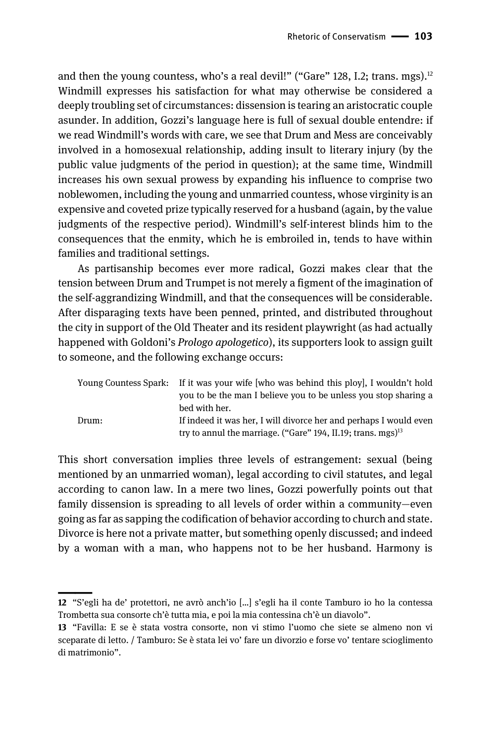and then the young countess, who's a real devil!" ("Gare" 128, I.2; trans. mgs).[12] Windmill expresses his satisfaction for what may otherwise be considered a deeply troubling set of circumstances: dissension is tearing an aristocratic couple asunder. In addition, Gozzi's language here is full of sexual double entendre: if we read Windmill's words with care, we see that Drum and Mess are conceivably involved in a homosexual relationship, adding insult to literary injury (by the public value judgments of the period in question); at the same time, Windmill increases his own sexual prowess by expanding his influence to comprise two noblewomen, including the young and unmarried countess, whose virginity is an expensive and coveted prize typically reserved for a husband (again, by the value judgments of the respective period). Windmill's self-interest blinds him to the consequences that the enmity, which he is embroiled in, tends to have within families and traditional settings.

As partisanship becomes ever more radical, Gozzi makes clear that the tension between Drum and Trumpet is not merely a figment of the imagination of the self-aggrandizing Windmill, and that the consequences will be considerable. After disparaging texts have been penned, printed, and distributed throughout the city in support of the Old Theater and its resident playwright (as had actually happened with Goldoni's *Prologo apologetico*), its supporters look to assign guilt to someone, and the following exchange occurs:

| | |
|---|---|
| Young Countess Spark: | If it was your wife [who was behind this ploy], I wouldn't hold you to be the man I believe you to be unless you stop sharing a bed with her. |
| Drum: | If indeed it was her, I will divorce her and perhaps I would even try to annul the marriage. ("Gare" 194, II.19; trans. mgs)[13] |

This short conversation implies three levels of estrangement: sexual (being mentioned by an unmarried woman), legal according to civil statutes, and legal according to canon law. In a mere two lines, Gozzi powerfully points out that family dissension is spreading to all levels of order within a community—even going as far as sapping the codification of behavior according to church and state. Divorce is here not a private matter, but something openly discussed; and indeed by a woman with a man, who happens not to be her husband. Harmony is

---

**12** "S'egli ha de' protettori, ne avrò anch'io [...] s'egli ha il conte Tamburo io ho la contessa Trombetta sua consorte ch'è tutta mia, e poi la mia contessina ch'è un diavolo".

**13** "Favilla: E se è stata vostra consorte, non vi stimo l'uomo che siete se almeno non vi sceparate di letto. / Tamburo: Se è stata lei vo' fare un divorzio e forse vo' tentare scioglimento di matrimonio".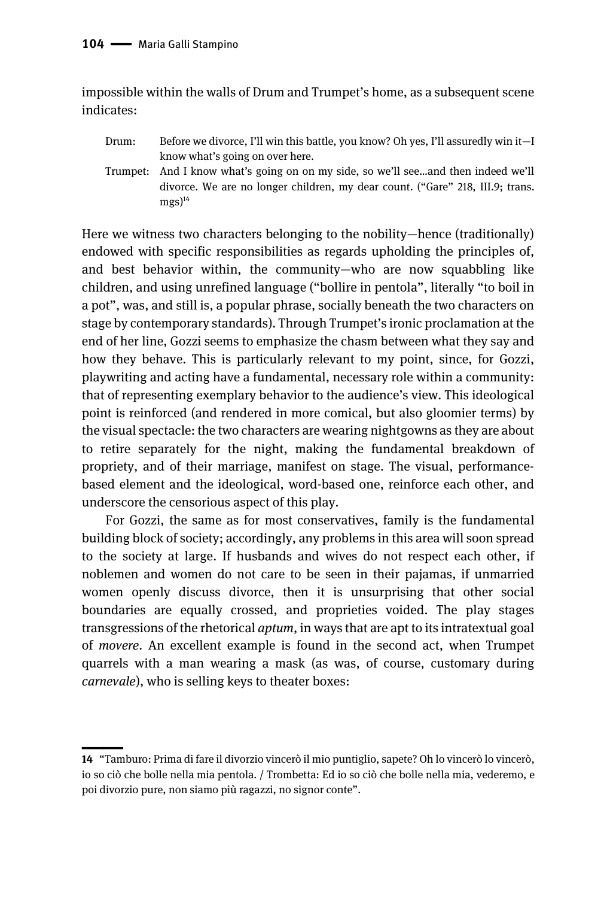impossible within the walls of Drum and Trumpet's home, as a subsequent scene indicates:

> Drum: Before we divorce, I'll win this battle, you know? Oh yes, I'll assuredly win it—I know what's going on over here.
>
> Trumpet: And I know what's going on on my side, so we'll see...and then indeed we'll divorce. We are no longer children, my dear count. ("Gare" 218, III.9; trans. mgs)[14]

Here we witness two characters belonging to the nobility—hence (traditionally) endowed with specific responsibilities as regards upholding the principles of, and best behavior within, the community—who are now squabbling like children, and using unrefined language ("bollire in pentola", literally "to boil in a pot", was, and still is, a popular phrase, socially beneath the two characters on stage by contemporary standards). Through Trumpet's ironic proclamation at the end of her line, Gozzi seems to emphasize the chasm between what they say and how they behave. This is particularly relevant to my point, since, for Gozzi, playwriting and acting have a fundamental, necessary role within a community: that of representing exemplary behavior to the audience's view. This ideological point is reinforced (and rendered in more comical, but also gloomier terms) by the visual spectacle: the two characters are wearing nightgowns as they are about to retire separately for the night, making the fundamental breakdown of propriety, and of their marriage, manifest on stage. The visual, performance-based element and the ideological, word-based one, reinforce each other, and underscore the censorious aspect of this play.

For Gozzi, the same as for most conservatives, family is the fundamental building block of society; accordingly, any problems in this area will soon spread to the society at large. If husbands and wives do not respect each other, if noblemen and women do not care to be seen in their pajamas, if unmarried women openly discuss divorce, then it is unsurprising that other social boundaries are equally crossed, and proprieties voided. The play stages transgressions of the rhetorical *aptum*, in ways that are apt to its intratextual goal of *movere*. An excellent example is found in the second act, when Trumpet quarrels with a man wearing a mask (as was, of course, customary during *carnevale*), who is selling keys to theater boxes:

---

**14** "Tamburo: Prima di fare il divorzio vincerò il mio puntiglio, sapete? Oh lo vincerò lo vincerò, io so ciò che bolle nella mia pentola. / Trombetta: Ed io so ciò che bolle nella mia, vederemo, e poi divorzio pure, non siamo più ragazzi, no signor conte".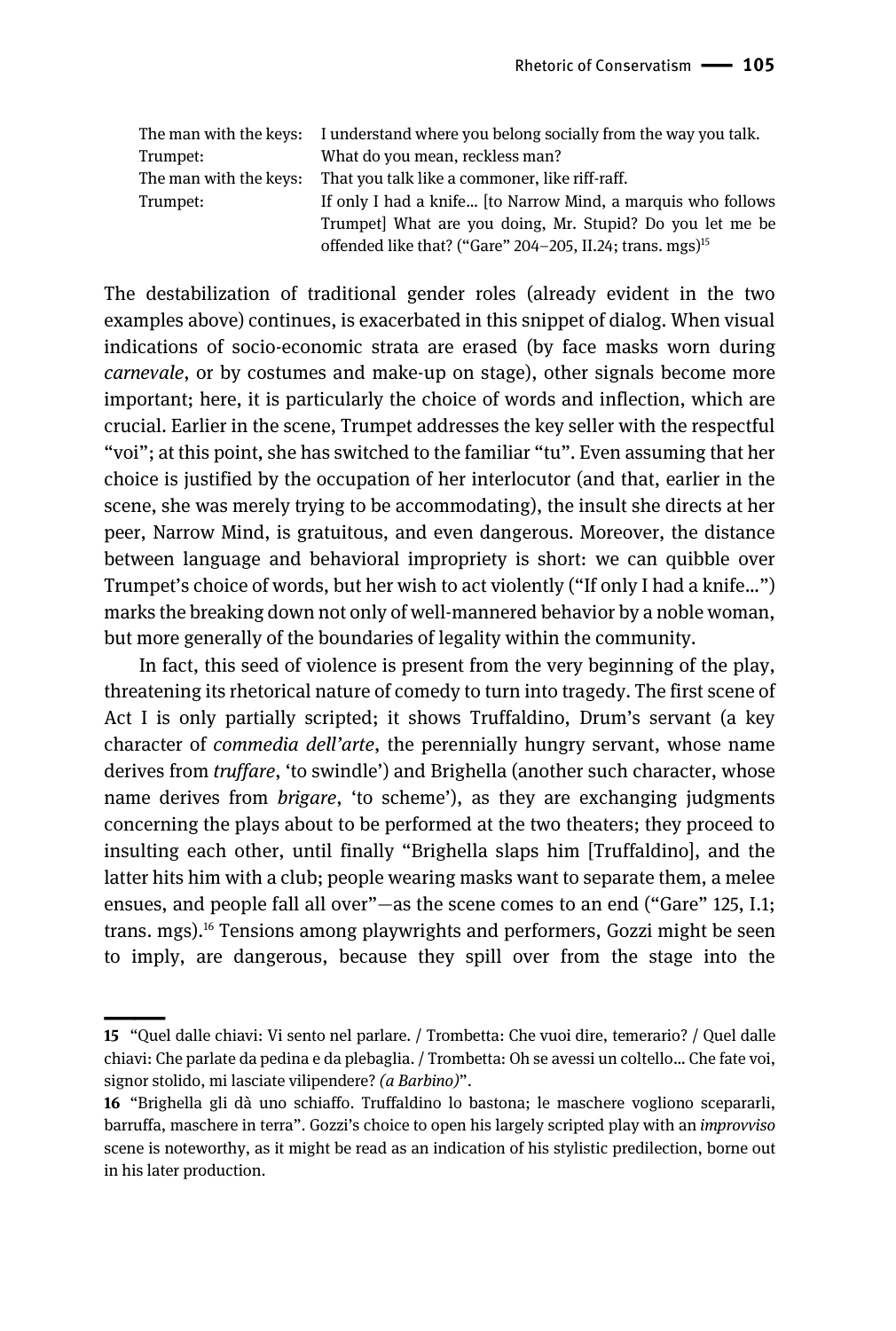| | |
|---|---|
| The man with the keys: | I understand where you belong socially from the way you talk. |
| Trumpet: | What do you mean, reckless man? |
| The man with the keys: | That you talk like a commoner, like riff-raff. |
| Trumpet: | If only I had a knife… [to Narrow Mind, a marquis who follows Trumpet] What are you doing, Mr. Stupid? Do you let me be offended like that? ("Gare" 204–205, II.24; trans. mgs)[15] |

The destabilization of traditional gender roles (already evident in the two examples above) continues, is exacerbated in this snippet of dialog. When visual indications of socio-economic strata are erased (by face masks worn during *carnevale*, or by costumes and make-up on stage), other signals become more important; here, it is particularly the choice of words and inflection, which are crucial. Earlier in the scene, Trumpet addresses the key seller with the respectful "voi"; at this point, she has switched to the familiar "tu". Even assuming that her choice is justified by the occupation of her interlocutor (and that, earlier in the scene, she was merely trying to be accommodating), the insult she directs at her peer, Narrow Mind, is gratuitous, and even dangerous. Moreover, the distance between language and behavioral impropriety is short: we can quibble over Trumpet's choice of words, but her wish to act violently ("If only I had a knife…") marks the breaking down not only of well-mannered behavior by a noble woman, but more generally of the boundaries of legality within the community.

In fact, this seed of violence is present from the very beginning of the play, threatening its rhetorical nature of comedy to turn into tragedy. The first scene of Act I is only partially scripted; it shows Truffaldino, Drum's servant (a key character of *commedia dell'arte*, the perennially hungry servant, whose name derives from *truffare*, 'to swindle') and Brighella (another such character, whose name derives from *brigare*, 'to scheme'), as they are exchanging judgments concerning the plays about to be performed at the two theaters; they proceed to insulting each other, until finally "Brighella slaps him [Truffaldino], and the latter hits him with a club; people wearing masks want to separate them, a melee ensues, and people fall all over"—as the scene comes to an end ("Gare" 125, I.1; trans. mgs).[16] Tensions among playwrights and performers, Gozzi might be seen to imply, are dangerous, because they spill over from the stage into the

---

15 "Quel dalle chiavi: Vi sento nel parlare. / Trombetta: Che vuoi dire, temerario? / Quel dalle chiavi: Che parlate da pedina e da plebaglia. / Trombetta: Oh se avessi un coltello… Che fate voi, signor stolido, mi lasciate vilipendere? *(a Barbino)*".

16 "Brighella gli dà uno schiaffo. Truffaldino lo bastona; le maschere vogliono sceperarli, barruffa, maschere in terra". Gozzi's choice to open his largely scripted play with an *improvviso* scene is noteworthy, as it might be read as an indication of his stylistic predilection, borne out in his later production.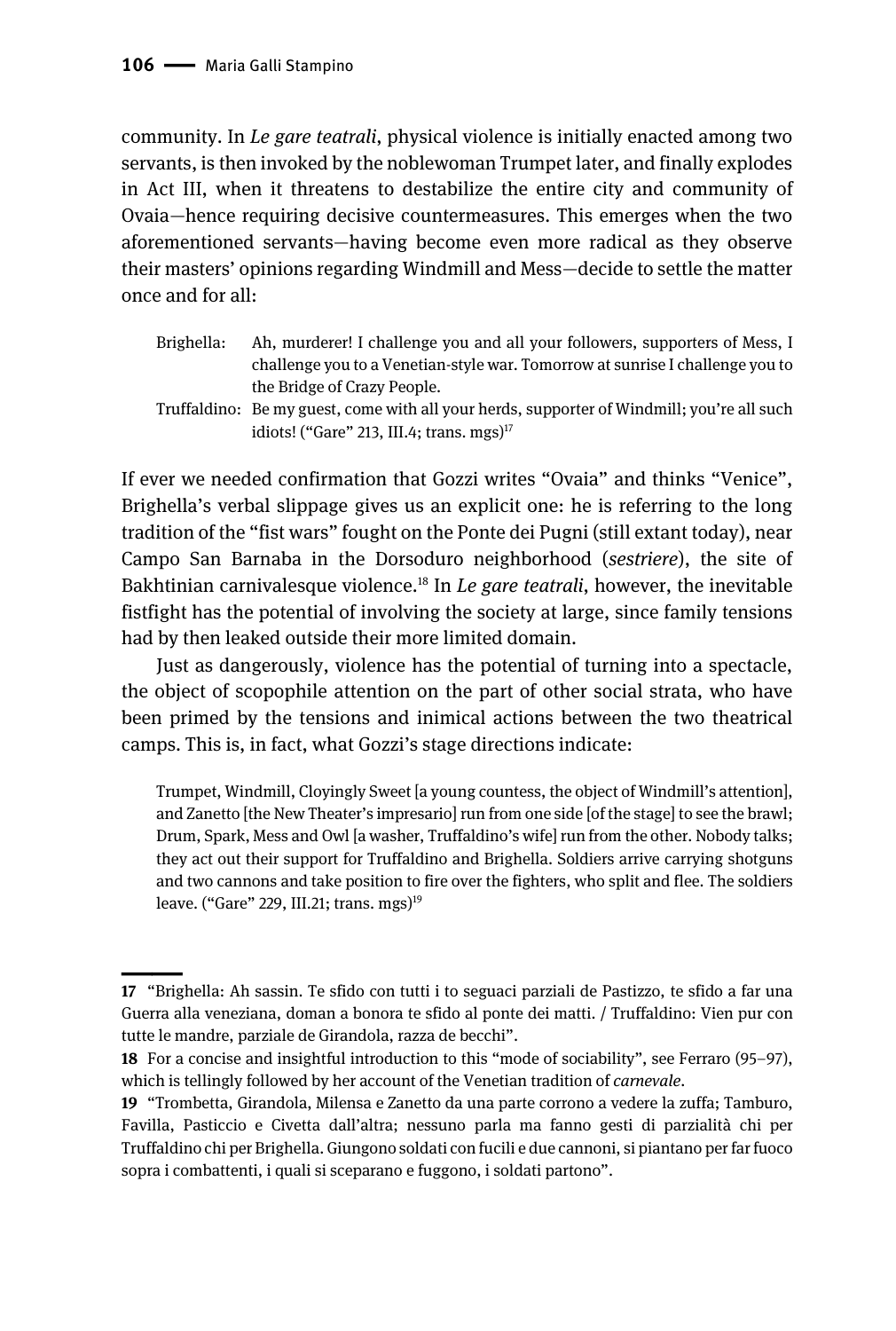community. In *Le gare teatrali*, physical violence is initially enacted among two servants, is then invoked by the noblewoman Trumpet later, and finally explodes in Act III, when it threatens to destabilize the entire city and community of Ovaia—hence requiring decisive countermeasures. This emerges when the two aforementioned servants—having become even more radical as they observe their masters' opinions regarding Windmill and Mess—decide to settle the matter once and for all:

> Brighella: Ah, murderer! I challenge you and all your followers, supporters of Mess, I challenge you to a Venetian-style war. Tomorrow at sunrise I challenge you to the Bridge of Crazy People.
>
> Truffaldino: Be my guest, come with all your herds, supporter of Windmill; you're all such idiots! ("Gare" 213, III.4; trans. mgs)[17]

If ever we needed confirmation that Gozzi writes "Ovaia" and thinks "Venice", Brighella's verbal slippage gives us an explicit one: he is referring to the long tradition of the "fist wars" fought on the Ponte dei Pugni (still extant today), near Campo San Barnaba in the Dorsoduro neighborhood (*sestriere*), the site of Bakhtinian carnivalesque violence.[18] In *Le gare teatrali*, however, the inevitable fistfight has the potential of involving the society at large, since family tensions had by then leaked outside their more limited domain.

Just as dangerously, violence has the potential of turning into a spectacle, the object of scopophile attention on the part of other social strata, who have been primed by the tensions and inimical actions between the two theatrical camps. This is, in fact, what Gozzi's stage directions indicate:

> Trumpet, Windmill, Cloyingly Sweet [a young countess, the object of Windmill's attention], and Zanetto [the New Theater's impresario] run from one side [of the stage] to see the brawl; Drum, Spark, Mess and Owl [a washer, Truffaldino's wife] run from the other. Nobody talks; they act out their support for Truffaldino and Brighella. Soldiers arrive carrying shotguns and two cannons and take position to fire over the fighters, who split and flee. The soldiers leave. ("Gare" 229, III.21; trans. mgs)[19]

---

**17** "Brighella: Ah sassin. Te sfido con tutti i to seguaci parziali de Pastizzo, te sfido a far una Guerra alla veneziana, doman a bonora te sfido al ponte dei matti. / Truffaldino: Vien pur con tutte le mandre, parziale de Girandola, razza de becchi".

**18** For a concise and insightful introduction to this "mode of sociability", see Ferraro (95–97), which is tellingly followed by her account of the Venetian tradition of *carnevale*.

**19** "Trombetta, Girandola, Milensa e Zanetto da una parte corrono a vedere la zuffa; Tamburo, Favilla, Pasticcio e Civetta dall'altra; nessuno parla ma fanno gesti di parzialità chi per Truffaldino chi per Brighella. Giungono soldati con fucili e due cannoni, si piantano per far fuoco sopra i combattenti, i quali si sceparano e fuggono, i soldati partono".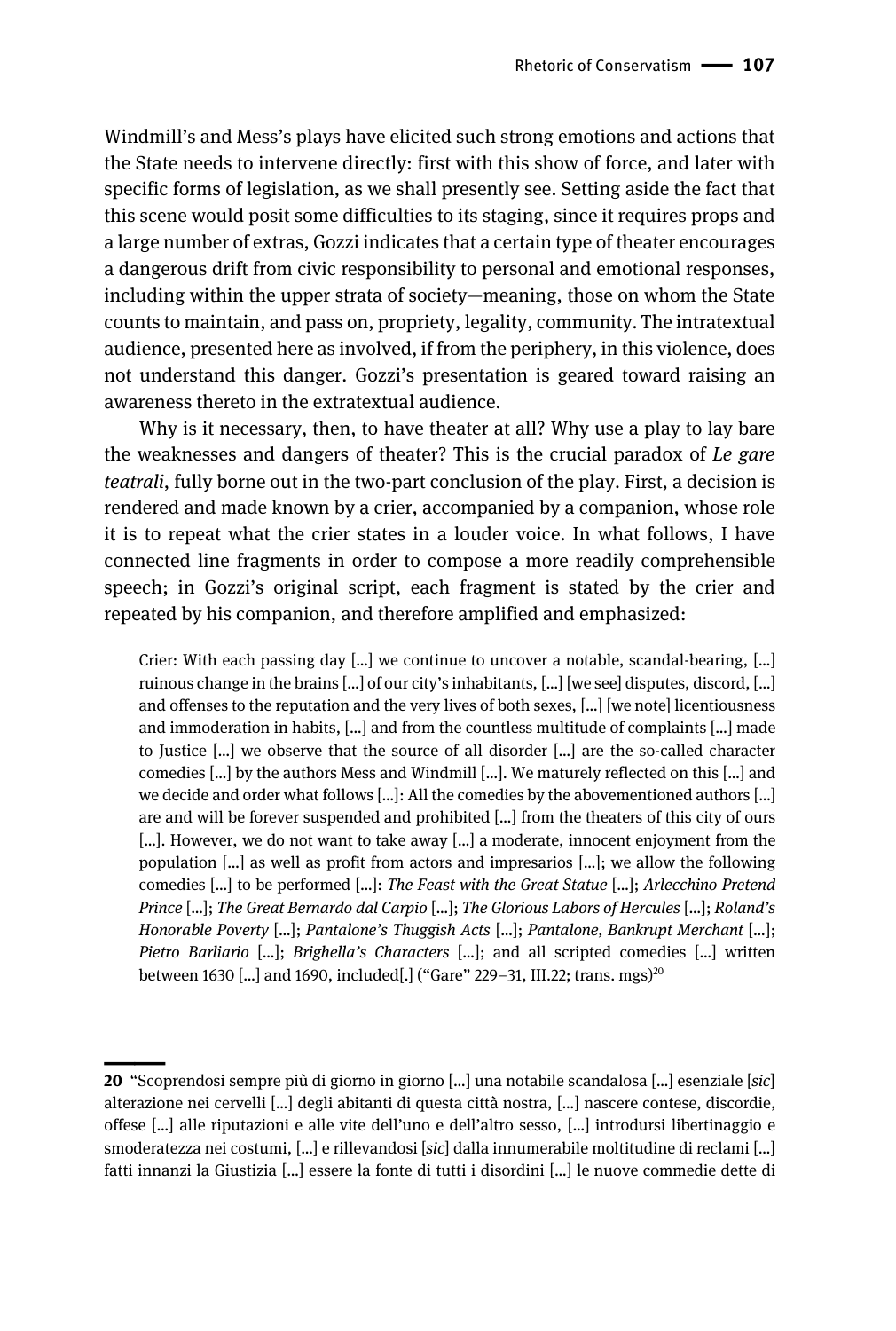Windmill's and Mess's plays have elicited such strong emotions and actions that the State needs to intervene directly: first with this show of force, and later with specific forms of legislation, as we shall presently see. Setting aside the fact that this scene would posit some difficulties to its staging, since it requires props and a large number of extras, Gozzi indicates that a certain type of theater encourages a dangerous drift from civic responsibility to personal and emotional responses, including within the upper strata of society—meaning, those on whom the State counts to maintain, and pass on, propriety, legality, community. The intratextual audience, presented here as involved, if from the periphery, in this violence, does not understand this danger. Gozzi's presentation is geared toward raising an awareness thereto in the extratextual audience.

Why is it necessary, then, to have theater at all? Why use a play to lay bare the weaknesses and dangers of theater? This is the crucial paradox of *Le gare teatrali*, fully borne out in the two-part conclusion of the play. First, a decision is rendered and made known by a crier, accompanied by a companion, whose role it is to repeat what the crier states in a louder voice. In what follows, I have connected line fragments in order to compose a more readily comprehensible speech; in Gozzi's original script, each fragment is stated by the crier and repeated by his companion, and therefore amplified and emphasized:

> Crier: With each passing day [...] we continue to uncover a notable, scandal-bearing, [...] ruinous change in the brains [...] of our city's inhabitants, [...] [we see] disputes, discord, [...] and offenses to the reputation and the very lives of both sexes, [...] [we note] licentiousness and immoderation in habits, [...] and from the countless multitude of complaints [...] made to Justice [...] we observe that the source of all disorder [...] are the so-called character comedies [...] by the authors Mess and Windmill [...]. We maturely reflected on this [...] and we decide and order what follows [...]: All the comedies by the abovementioned authors [...] are and will be forever suspended and prohibited [...] from the theaters of this city of ours [...]. However, we do not want to take away [...] a moderate, innocent enjoyment from the population [...] as well as profit from actors and impresarios [...]; we allow the following comedies [...] to be performed [...]: *The Feast with the Great Statue* [...]; *Arlecchino Pretend Prince* [...]; *The Great Bernardo dal Carpio* [...]; *The Glorious Labors of Hercules* [...]; *Roland's Honorable Poverty* [...]; *Pantalone's Thuggish Acts* [...]; *Pantalone, Bankrupt Merchant* [...]; *Pietro Barliario* [...]; *Brighella's Characters* [...]; and all scripted comedies [...] written between 1630 [...] and 1690, included[.] ("Gare" 229–31, III.22; trans. mgs)[20]

---

**20** "Scoprendosi sempre più di giorno in giorno [...] una notabile scandalosa [...] esenziale [*sic*] alterazione nei cervelli [...] degli abitanti di questa città nostra, [...] nascere contese, discordie, offese [...] alle riputazioni e alle vite dell'uno e dell'altro sesso, [...] introdursi libertinaggio e smoderatezza nei costumi, [...] e rillevandosi [*sic*] dalla innumerabile moltitudine di reclami [...] fatti innanzi la Giustizia [...] essere la fonte di tutti i disordini [...] le nuove commedie dette di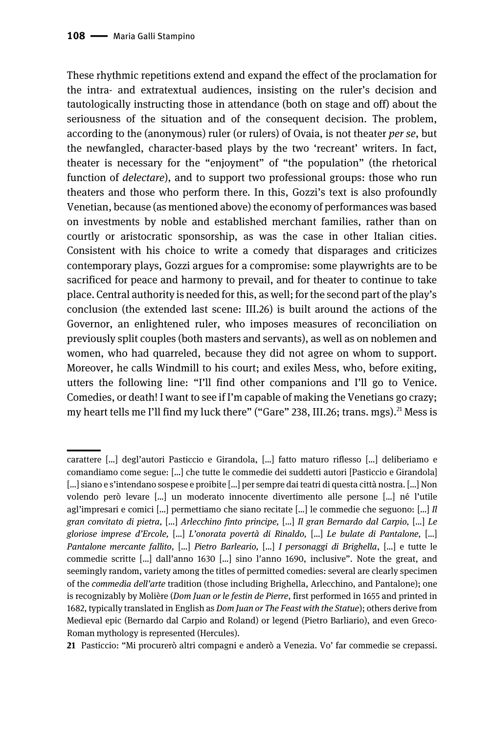These rhythmic repetitions extend and expand the effect of the proclamation for the intra- and extratextual audiences, insisting on the ruler's decision and tautologically instructing those in attendance (both on stage and off) about the seriousness of the situation and of the consequent decision. The problem, according to the (anonymous) ruler (or rulers) of Ovaia, is not theater *per se*, but the newfangled, character-based plays by the two 'recreant' writers. In fact, theater is necessary for the "enjoyment" of "the population" (the rhetorical function of *delectare*), and to support two professional groups: those who run theaters and those who perform there. In this, Gozzi's text is also profoundly Venetian, because (as mentioned above) the economy of performances was based on investments by noble and established merchant families, rather than on courtly or aristocratic sponsorship, as was the case in other Italian cities. Consistent with his choice to write a comedy that disparages and criticizes contemporary plays, Gozzi argues for a compromise: some playwrights are to be sacrificed for peace and harmony to prevail, and for theater to continue to take place. Central authority is needed for this, as well; for the second part of the play's conclusion (the extended last scene: III.26) is built around the actions of the Governor, an enlightened ruler, who imposes measures of reconciliation on previously split couples (both masters and servants), as well as on noblemen and women, who had quarreled, because they did not agree on whom to support. Moreover, he calls Windmill to his court; and exiles Mess, who, before exiting, utters the following line: "I'll find other companions and I'll go to Venice. Comedies, or death! I want to see if I'm capable of making the Venetians go crazy; my heart tells me I'll find my luck there" ("Gare" 238, III.26; trans. mgs).[21] Mess is

---

carattere [...] degl'autori Pasticcio e Girandola, [...] fatto maturo riflesso [...] deliberiamo e comandiamo come segue: [...] che tutte le commedie dei suddetti autori [Pasticcio e Girandola] [...] siano e s'intendano sospese e proibite [...] per sempre dai teatri di questa città nostra. [...] Non volendo però levare [...] un moderato innocente divertimento alle persone [...] né l'utile agl'impresari e comici [...] permettiamo che siano recitate [...] le commedie che seguono: [...] *Il gran convitato di pietra,* [...] *Arlecchino finto principe,* [...] *Il gran Bernardo dal Carpio,* [...] *Le gloriose imprese d'Ercole,* [...] *L'onorata povertà di Rinaldo,* [...] *Le bulate di Pantalone,* [...] *Pantalone mercante fallito,* [...] *Pietro Barleario,* [...] *I personaggi di Brighella*, [...] e tutte le commedie scritte [...] dall'anno 1630 [...] sino l'anno 1690, inclusive". Note the great, and seemingly random, variety among the titles of permitted comedies: several are clearly specimen of the *commedia dell'arte* tradition (those including Brighella, Arlecchino, and Pantalone); one is recognizably by Molière (*Dom Juan or le festin de Pierre*, first performed in 1655 and printed in 1682, typically translated in English as *Dom Juan or The Feast with the Statue*); others derive from Medieval epic (Bernardo dal Carpio and Roland) or legend (Pietro Barliario), and even Greco-Roman mythology is represented (Hercules).

21 Pasticcio: "Mi procurerò altri compagni e anderò a Venezia. Vo' far commedie se crepassi.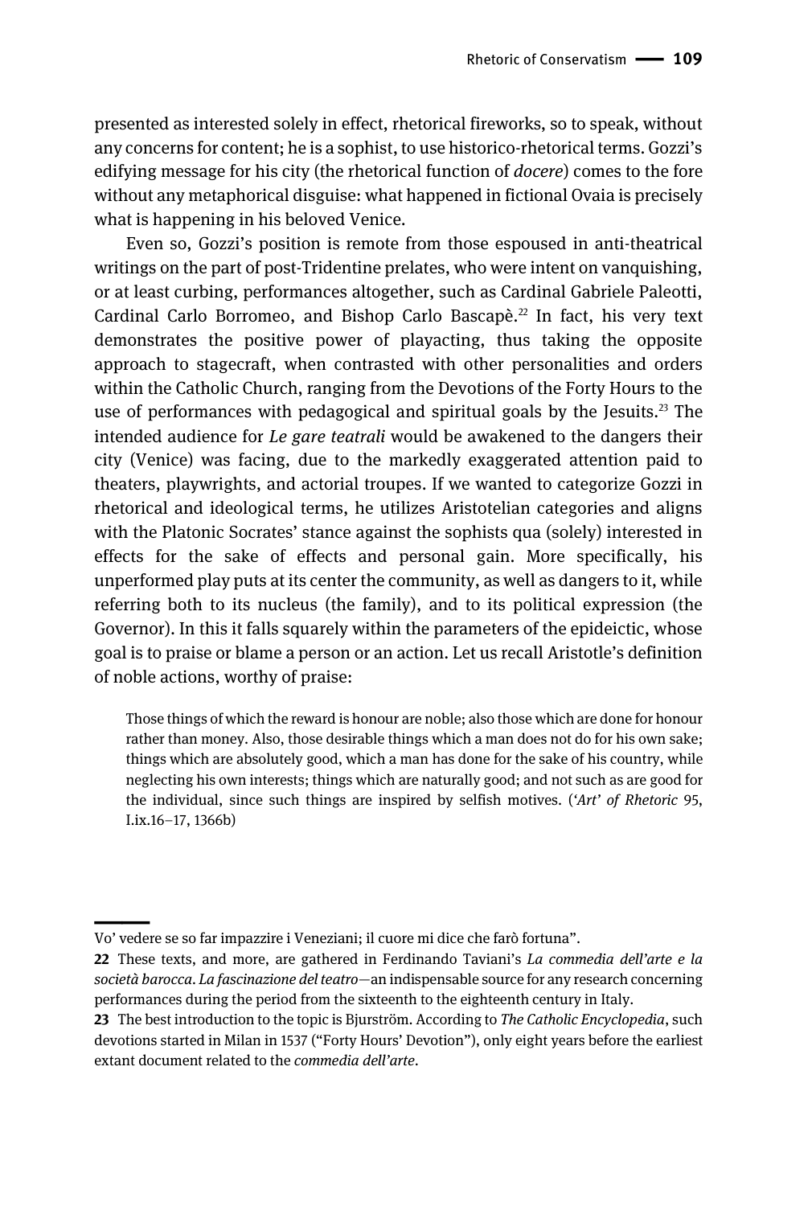presented as interested solely in effect, rhetorical fireworks, so to speak, without any concerns for content; he is a sophist, to use historico-rhetorical terms. Gozzi's edifying message for his city (the rhetorical function of *docere*) comes to the fore without any metaphorical disguise: what happened in fictional Ovaia is precisely what is happening in his beloved Venice.

Even so, Gozzi's position is remote from those espoused in anti-theatrical writings on the part of post-Tridentine prelates, who were intent on vanquishing, or at least curbing, performances altogether, such as Cardinal Gabriele Paleotti, Cardinal Carlo Borromeo, and Bishop Carlo Bascapè.[22] In fact, his very text demonstrates the positive power of playacting, thus taking the opposite approach to stagecraft, when contrasted with other personalities and orders within the Catholic Church, ranging from the Devotions of the Forty Hours to the use of performances with pedagogical and spiritual goals by the Jesuits.[23] The intended audience for *Le gare teatrali* would be awakened to the dangers their city (Venice) was facing, due to the markedly exaggerated attention paid to theaters, playwrights, and actorial troupes. If we wanted to categorize Gozzi in rhetorical and ideological terms, he utilizes Aristotelian categories and aligns with the Platonic Socrates' stance against the sophists qua (solely) interested in effects for the sake of effects and personal gain. More specifically, his unperformed play puts at its center the community, as well as dangers to it, while referring both to its nucleus (the family), and to its political expression (the Governor). In this it falls squarely within the parameters of the epideictic, whose goal is to praise or blame a person or an action. Let us recall Aristotle's definition of noble actions, worthy of praise:

> Those things of which the reward is honour are noble; also those which are done for honour rather than money. Also, those desirable things which a man does not do for his own sake; things which are absolutely good, which a man has done for the sake of his country, while neglecting his own interests; things which are naturally good; and not such as are good for the individual, since such things are inspired by selfish motives. (*'Art' of Rhetoric* 95, I.ix.16–17, 1366b)

---

Vo' vedere se so far impazzire i Veneziani; il cuore mi dice che farò fortuna".

**22** These texts, and more, are gathered in Ferdinando Taviani's *La commedia dell'arte e la società barocca. La fascinazione del teatro*—an indispensable source for any research concerning performances during the period from the sixteenth to the eighteenth century in Italy.

**23** The best introduction to the topic is Bjurström. According to *The Catholic Encyclopedia*, such devotions started in Milan in 1537 ("Forty Hours' Devotion"), only eight years before the earliest extant document related to the *commedia dell'arte*.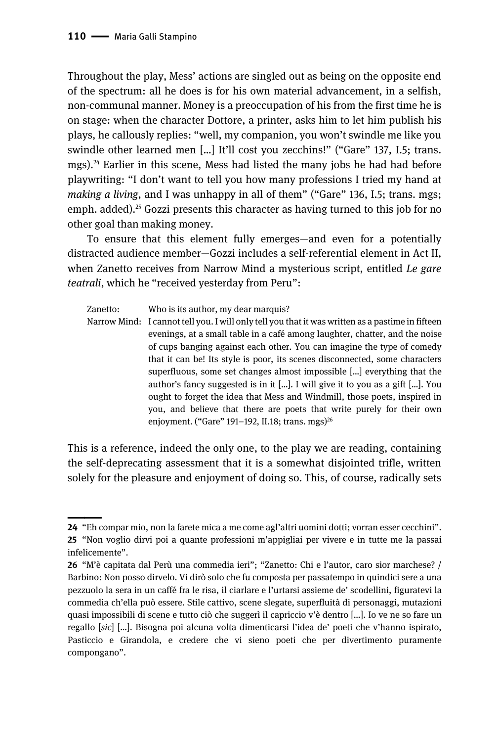Throughout the play, Mess' actions are singled out as being on the opposite end of the spectrum: all he does is for his own material advancement, in a selfish, non-communal manner. Money is a preoccupation of his from the first time he is on stage: when the character Dottore, a printer, asks him to let him publish his plays, he callously replies: "well, my companion, you won't swindle me like you swindle other learned men [...] It'll cost you zecchins!" ("Gare" 137, I.5; trans. mgs).[24] Earlier in this scene, Mess had listed the many jobs he had had before playwriting: "I don't want to tell you how many professions I tried my hand at *making a living*, and I was unhappy in all of them" ("Gare" 136, I.5; trans. mgs; emph. added).[25] Gozzi presents this character as having turned to this job for no other goal than making money.

To ensure that this element fully emerges—and even for a potentially distracted audience member—Gozzi includes a self-referential element in Act II, when Zanetto receives from Narrow Mind a mysterious script, entitled *Le gare teatrali*, which he "received yesterday from Peru":

> Zanetto: Who is its author, my dear marquis?
>
> Narrow Mind: I cannot tell you. I will only tell you that it was written as a pastime in fifteen evenings, at a small table in a café among laughter, chatter, and the noise of cups banging against each other. You can imagine the type of comedy that it can be! Its style is poor, its scenes disconnected, some characters superfluous, some set changes almost impossible [...] everything that the author's fancy suggested is in it [...]. I will give it to you as a gift [...]. You ought to forget the idea that Mess and Windmill, those poets, inspired in you, and believe that there are poets that write purely for their own enjoyment. ("Gare" 191–192, II.18; trans. mgs)[26]

This is a reference, indeed the only one, to the play we are reading, containing the self-deprecating assessment that it is a somewhat disjointed trifle, written solely for the pleasure and enjoyment of doing so. This, of course, radically sets

---

**24** "Eh compar mio, non la farete mica a me come agl'altri uomini dotti; vorran esser cecchini".

**25** "Non voglio dirvi poi a quante professioni m'appigliai per vivere e in tutte me la passai infelicemente".

**26** "M'è capitata dal Perù una commedia ieri"; "Zanetto: Chi e l'autor, caro sior marchese? / Barbino: Non posso dirvelo. Vi dirò solo che fu composta per passatempo in quindici sere a una pezzuolo la sera in un caffé fra le risa, il ciarlare e l'urtarsi assieme de' scodellini, figuratevi la commedia ch'ella può essere. Stile cattivo, scene slegate, superfluità di personaggi, mutazioni quasi impossibili di scene e tutto ciò che suggerì il capriccio v'è dentro [...]. Io ve ne so fare un regallo [*sic*] [...]. Bisogna poi alcuna volta dimenticarsi l'idea de' poeti che v'hanno ispirato, Pasticcio e Girandola, e credere che vi sieno poeti che per divertimento puramente compongano".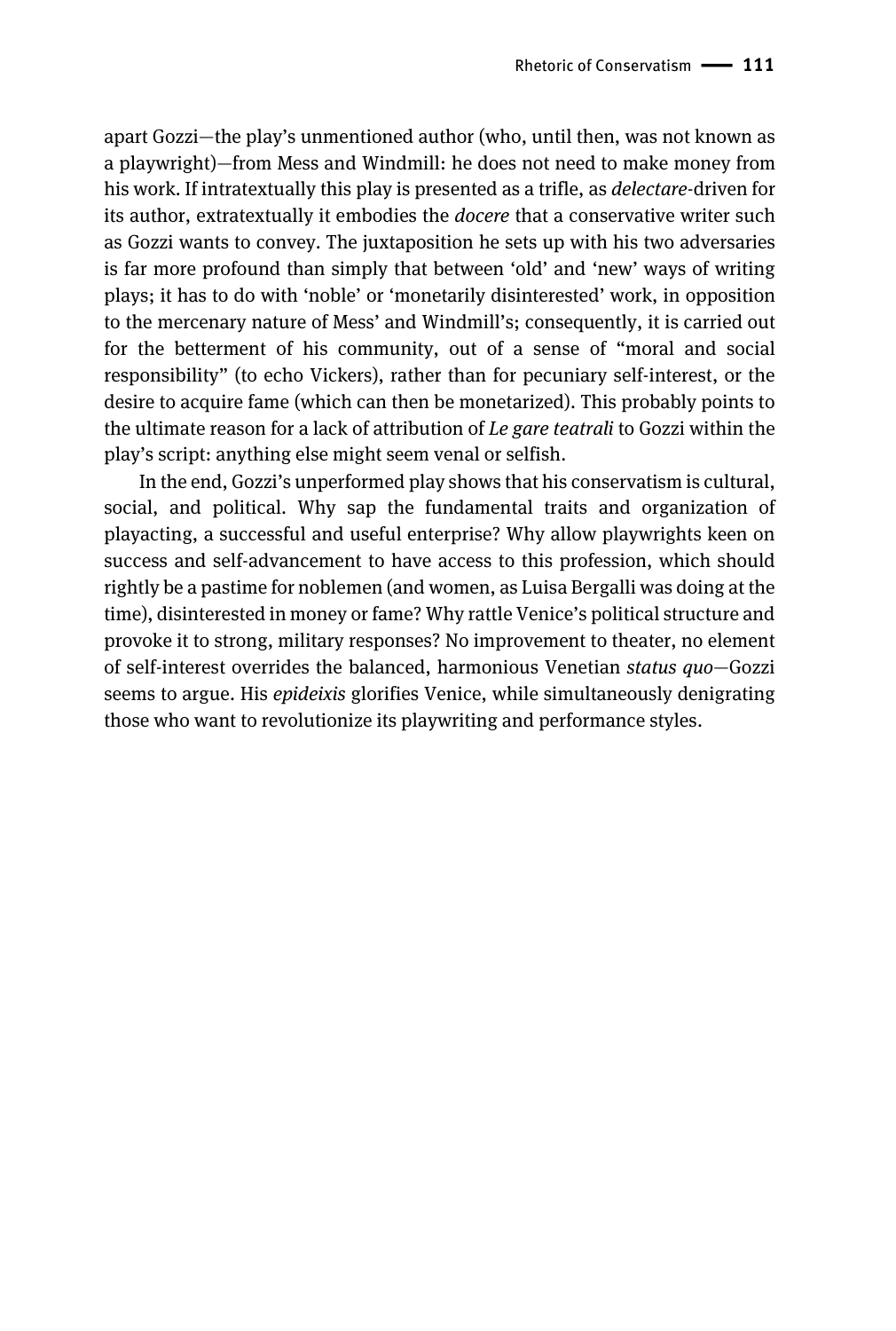apart Gozzi—the play's unmentioned author (who, until then, was not known as a playwright)—from Mess and Windmill: he does not need to make money from his work. If intratextually this play is presented as a trifle, as *delectare*-driven for its author, extratextually it embodies the *docere* that a conservative writer such as Gozzi wants to convey. The juxtaposition he sets up with his two adversaries is far more profound than simply that between 'old' and 'new' ways of writing plays; it has to do with 'noble' or 'monetarily disinterested' work, in opposition to the mercenary nature of Mess' and Windmill's; consequently, it is carried out for the betterment of his community, out of a sense of "moral and social responsibility" (to echo Vickers), rather than for pecuniary self-interest, or the desire to acquire fame (which can then be monetarized). This probably points to the ultimate reason for a lack of attribution of *Le gare teatrali* to Gozzi within the play's script: anything else might seem venal or selfish.

In the end, Gozzi's unperformed play shows that his conservatism is cultural, social, and political. Why sap the fundamental traits and organization of playacting, a successful and useful enterprise? Why allow playwrights keen on success and self-advancement to have access to this profession, which should rightly be a pastime for noblemen (and women, as Luisa Bergalli was doing at the time), disinterested in money or fame? Why rattle Venice's political structure and provoke it to strong, military responses? No improvement to theater, no element of self-interest overrides the balanced, harmonious Venetian *status quo*—Gozzi seems to argue. His *epideixis* glorifies Venice, while simultaneously denigrating those who want to revolutionize its playwriting and performance styles.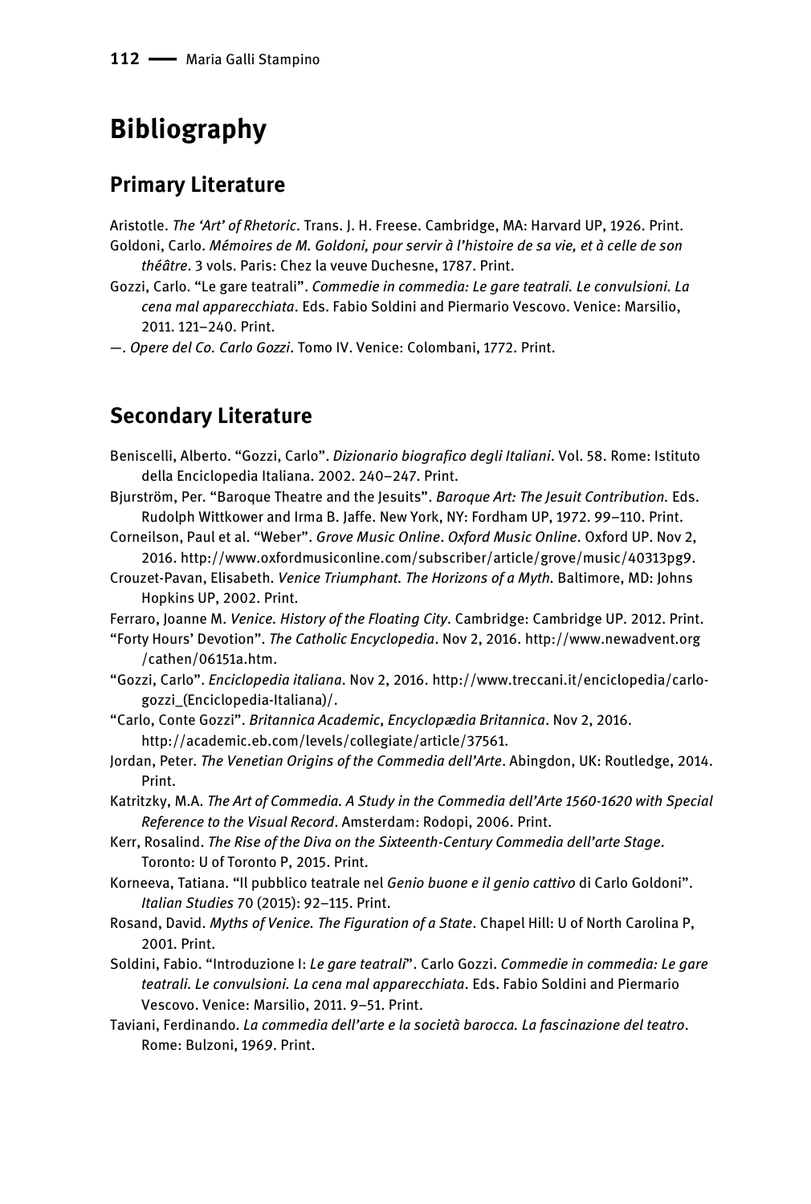# Bibliography

## Primary Literature

Aristotle. *The 'Art' of Rhetoric*. Trans. J. H. Freese. Cambridge, MA: Harvard UP, 1926. Print.

Goldoni, Carlo. *Mémoires de M. Goldoni, pour servir à l'histoire de sa vie, et à celle de son théâtre*. 3 vols. Paris: Chez la veuve Duchesne, 1787. Print.

Gozzi, Carlo. "Le gare teatrali". *Commedie in commedia: Le gare teatrali. Le convulsioni. La cena mal apparecchiata*. Eds. Fabio Soldini and Piermario Vescovo. Venice: Marsilio, 2011. 121–240. Print.

—. *Opere del Co. Carlo Gozzi*. Tomo IV. Venice: Colombani, 1772. Print.

## Secondary Literature

Beniscelli, Alberto. "Gozzi, Carlo". *Dizionario biografico degli Italiani*. Vol. 58. Rome: Istituto della Enciclopedia Italiana. 2002. 240–247. Print.

Bjurström, Per. "Baroque Theatre and the Jesuits". *Baroque Art: The Jesuit Contribution.* Eds. Rudolph Wittkower and Irma B. Jaffe. New York, NY: Fordham UP, 1972. 99–110. Print.

Corneilson, Paul et al. "Weber". *Grove Music Online*. *Oxford Music Online*. Oxford UP. Nov 2, 2016. http://www.oxfordmusiconline.com/subscriber/article/grove/music/40313pg9.

Crouzet-Pavan, Elisabeth. *Venice Triumphant. The Horizons of a Myth.* Baltimore, MD: Johns Hopkins UP, 2002. Print.

Ferraro, Joanne M. *Venice. History of the Floating City*. Cambridge: Cambridge UP. 2012. Print.

"Forty Hours' Devotion". *The Catholic Encyclopedia*. Nov 2, 2016. http://www.newadvent.org/cathen/06151a.htm.

"Gozzi, Carlo". *Enciclopedia italiana*. Nov 2, 2016. http://www.treccani.it/enciclopedia/carlo-gozzi_(Enciclopedia-Italiana)/.

"Carlo, Conte Gozzi". *Britannica Academic*, *Encyclopædia Britannica*. Nov 2, 2016. http://academic.eb.com/levels/collegiate/article/37561.

Jordan, Peter. *The Venetian Origins of the Commedia dell'Arte*. Abingdon, UK: Routledge, 2014. Print.

Katritzky, M.A. *The Art of Commedia. A Study in the Commedia dell'Arte 1560-1620 with Special Reference to the Visual Record*. Amsterdam: Rodopi, 2006. Print.

Kerr, Rosalind. *The Rise of the Diva on the Sixteenth-Century Commedia dell'arte Stage*. Toronto: U of Toronto P, 2015. Print.

Korneeva, Tatiana. "Il pubblico teatrale nel *Genio buone e il genio cattivo* di Carlo Goldoni". *Italian Studies* 70 (2015): 92–115. Print.

Rosand, David. *Myths of Venice. The Figuration of a State*. Chapel Hill: U of North Carolina P, 2001. Print.

Soldini, Fabio. "Introduzione I: *Le gare teatrali*". Carlo Gozzi. *Commedie in commedia: Le gare teatrali. Le convulsioni. La cena mal apparecchiata*. Eds. Fabio Soldini and Piermario Vescovo. Venice: Marsilio, 2011. 9–51. Print.

Taviani, Ferdinando. *La commedia dell'arte e la società barocca. La fascinazione del teatro*. Rome: Bulzoni, 1969. Print.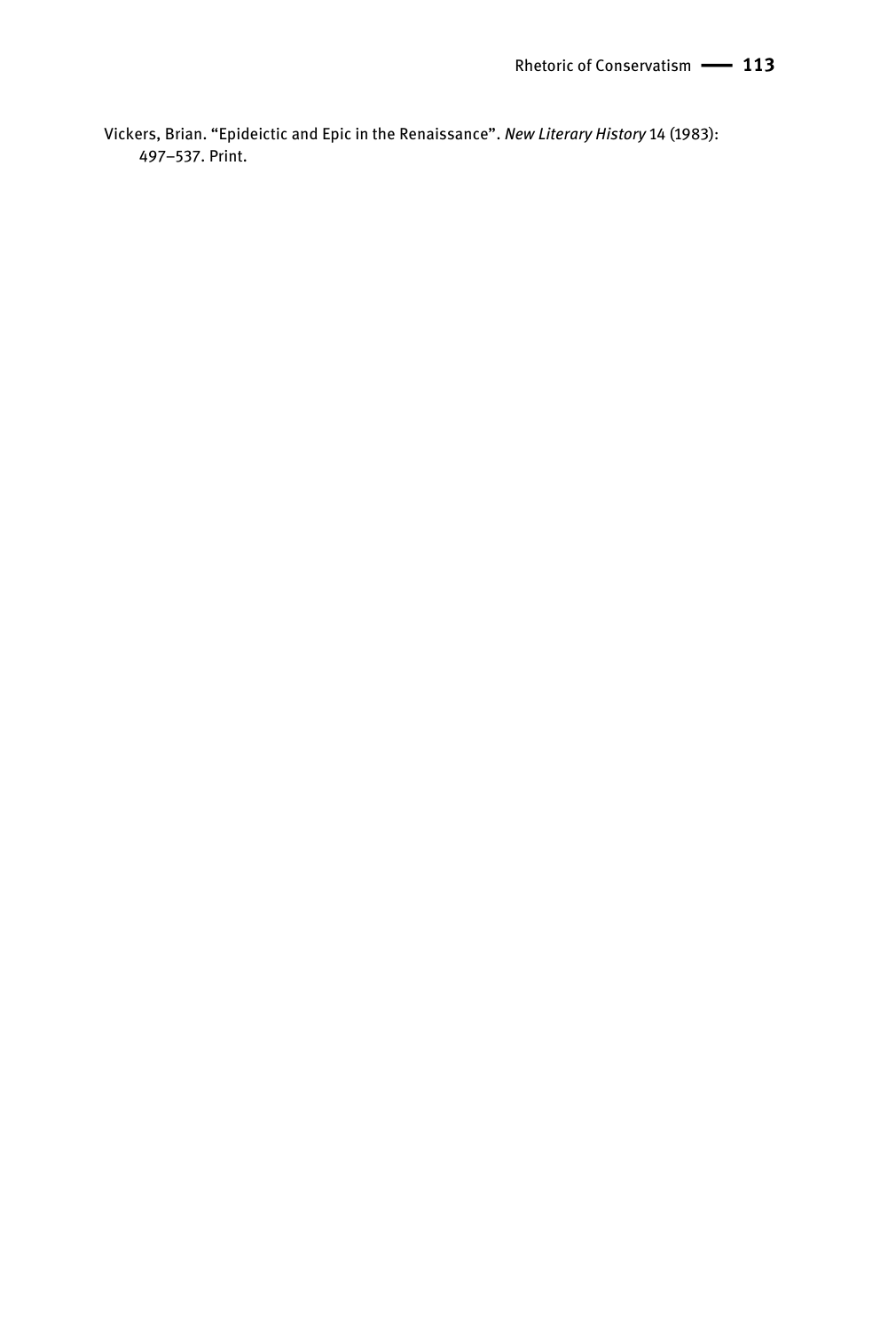Vickers, Brian. “Epideictic and Epic in the Renaissance”. *New Literary History* 14 (1983): 497–537. Print.